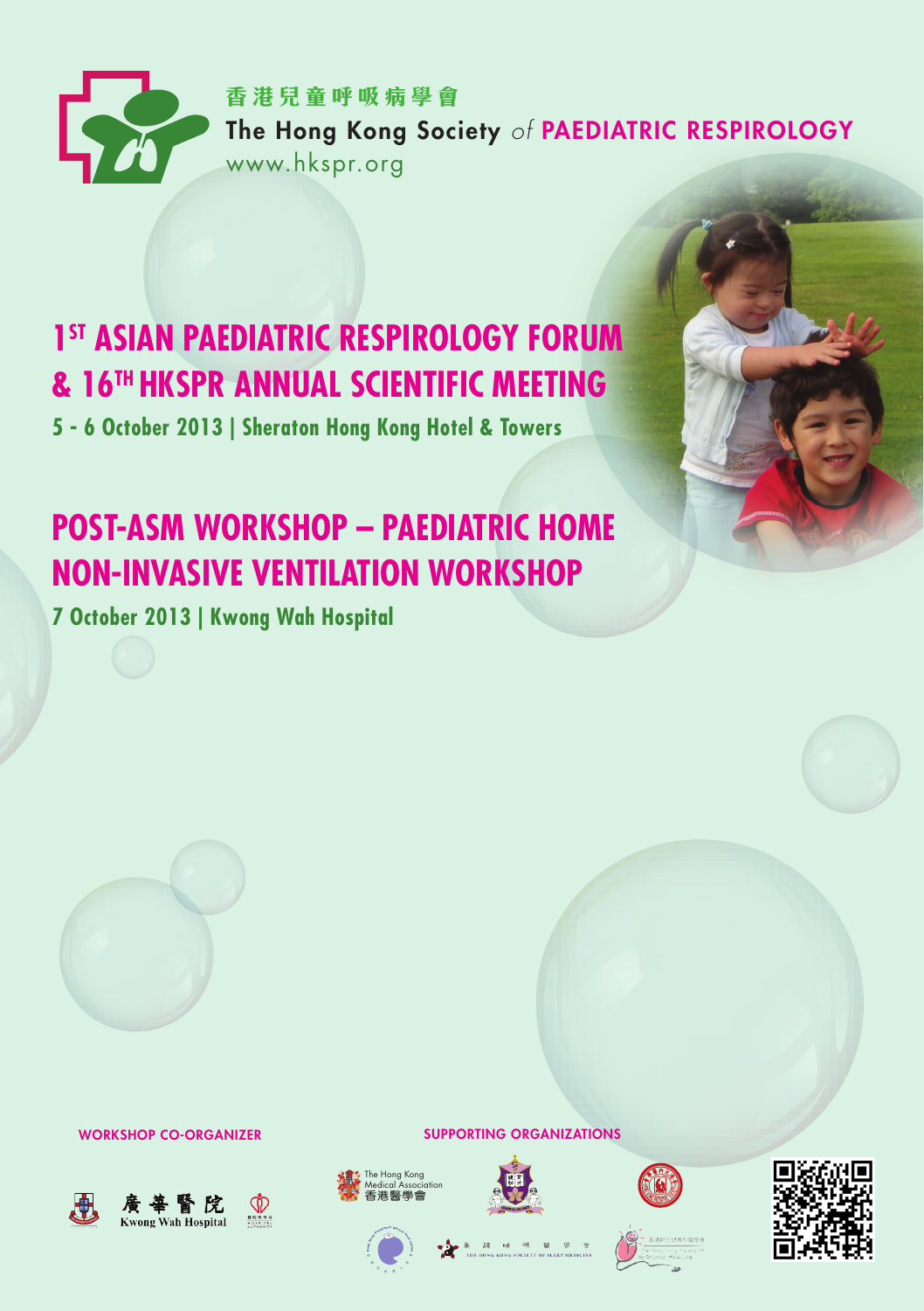香港兒童呼吸病學會

The Hong Kong Society *of* PAEDIATRIC RESPIROLOGY

www.hkspr.org

# 1[ST] ASIAN PAEDIATRIC RESPIROLOGY FORUM & 16[TH] HKSPR ANNUAL SCIENTIFIC MEETING

**5 - 6 October 2013 | Sheraton Hong Kong Hotel & Towers**

# POST-ASM WORKSHOP – PAEDIATRIC HOME NON-INVASIVE VENTILATION WORKSHOP

**7 October 2013 | Kwong Wah Hospital**

WORKSHOP CO-ORGANIZER

廣華醫院 Kwong Wah Hospital

SUPPORTING ORGANIZATIONS

The Hong Kong Medical Association 香港醫學會

THE HONG KONG SOCIETY OF SLEEP MEDICINE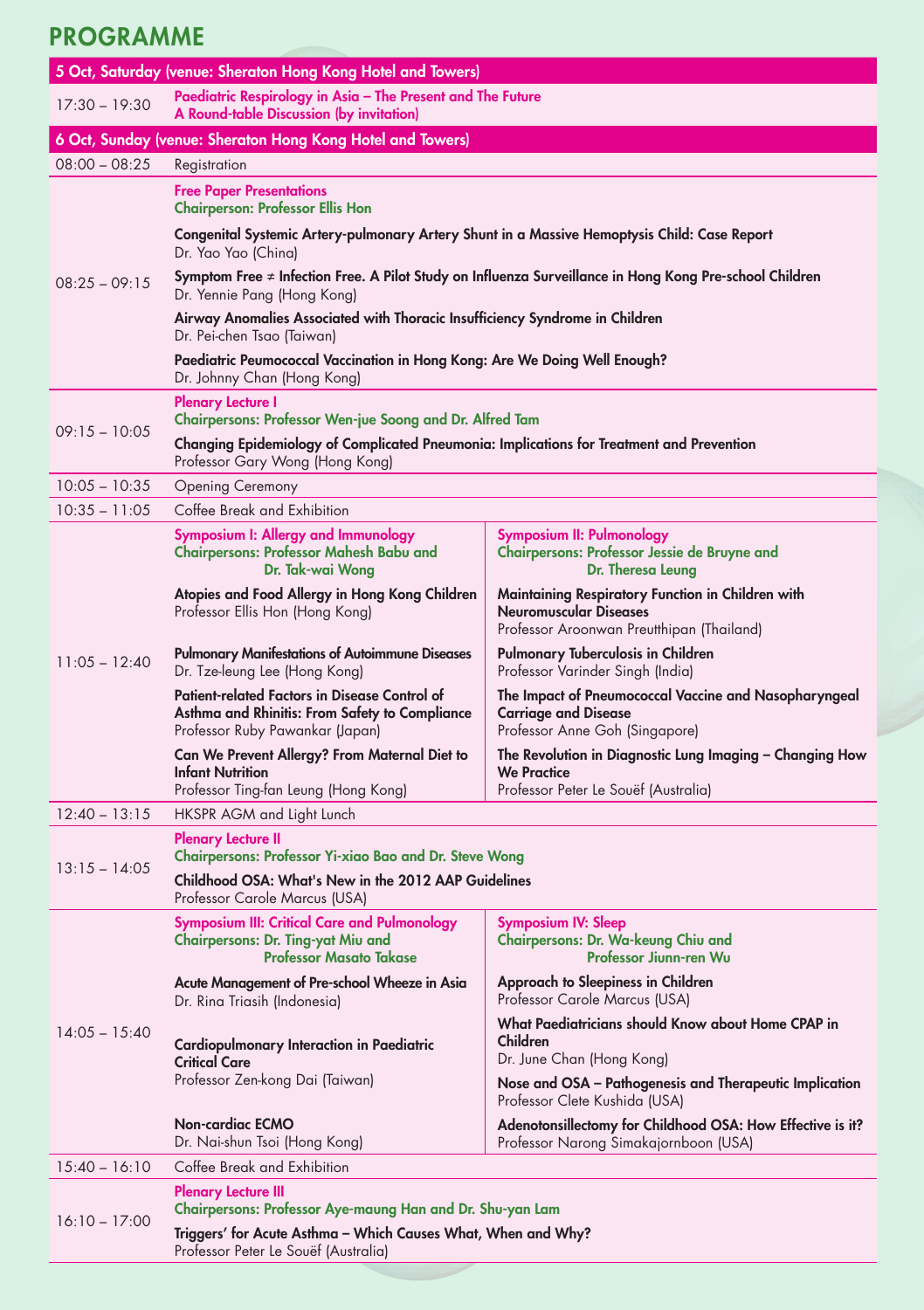# PROGRAMME

## 5 Oct, Saturday (venue: Sheraton Hong Kong Hotel and Towers)

| Time | Programme |
|---|---|
| 17:30 – 19:30 | **Paediatric Respirology in Asia – The Present and The Future**<br>**A Round-table Discussion (by invitation)** |

## 6 Oct, Sunday (venue: Sheraton Hong Kong Hotel and Towers)

| Time | Programme | |
|---|---|---|
| 08:00 – 08:25 | Registration | |
| 08:25 – 09:15 | **Free Paper Presentations**<br>**Chairperson: Professor Ellis Hon**<br><br>**Congenital Systemic Artery-pulmonary Artery Shunt in a Massive Hemoptysis Child: Case Report**<br>Dr. Yao Yao (China)<br><br>**Symptom Free ≠ Infection Free. A Pilot Study on Influenza Surveillance in Hong Kong Pre-school Children**<br>Dr. Yennie Pang (Hong Kong)<br><br>**Airway Anomalies Associated with Thoracic Insufficiency Syndrome in Children**<br>Dr. Pei-chen Tsao (Taiwan)<br><br>**Paediatric Peumococcal Vaccination in Hong Kong: Are We Doing Well Enough?**<br>Dr. Johnny Chan (Hong Kong) | |
| 09:15 – 10:05 | **Plenary Lecture I**<br>**Chairpersons: Professor Wen-jue Soong and Dr. Alfred Tam**<br><br>**Changing Epidemiology of Complicated Pneumonia: Implications for Treatment and Prevention**<br>Professor Gary Wong (Hong Kong) | |
| 10:05 – 10:35 | Opening Ceremony | |
| 10:35 – 11:05 | Coffee Break and Exhibition | |
| 11:05 – 12:40 | **Symposium I: Allergy and Immunology**<br>**Chairpersons: Professor Mahesh Babu and Dr. Tak-wai Wong**<br><br>**Atopies and Food Allergy in Hong Kong Children**<br>Professor Ellis Hon (Hong Kong)<br><br>**Pulmonary Manifestations of Autoimmune Diseases**<br>Dr. Tze-leung Lee (Hong Kong)<br><br>**Patient-related Factors in Disease Control of Asthma and Rhinitis: From Safety to Compliance**<br>Professor Ruby Pawankar (Japan)<br><br>**Can We Prevent Allergy? From Maternal Diet to Infant Nutrition**<br>Professor Ting-fan Leung (Hong Kong) | **Symposium II: Pulmonology**<br>**Chairpersons: Professor Jessie de Bruyne and Dr. Theresa Leung**<br><br>**Maintaining Respiratory Function in Children with Neuromuscular Diseases**<br>Professor Aroonwan Preutthipan (Thailand)<br><br>**Pulmonary Tuberculosis in Children**<br>Professor Varinder Singh (India)<br><br>**The Impact of Pneumococcal Vaccine and Nasopharyngeal Carriage and Disease**<br>Professor Anne Goh (Singapore)<br><br>**The Revolution in Diagnostic Lung Imaging – Changing How We Practice**<br>Professor Peter Le Souëf (Australia) |
| 12:40 – 13:15 | HKSPR AGM and Light Lunch | |
| 13:15 – 14:05 | **Plenary Lecture II**<br>**Chairpersons: Professor Yi-xiao Bao and Dr. Steve Wong**<br><br>**Childhood OSA: What's New in the 2012 AAP Guidelines**<br>Professor Carole Marcus (USA) | |
| 14:05 – 15:40 | **Symposium III: Critical Care and Pulmonology**<br>**Chairpersons: Dr. Ting-yat Miu and Professor Masato Takase**<br><br>**Acute Management of Pre-school Wheeze in Asia**<br>Dr. Rina Triasih (Indonesia)<br><br>**Cardiopulmonary Interaction in Paediatric Critical Care**<br>Professor Zen-kong Dai (Taiwan)<br><br>**Non-cardiac ECMO**<br>Dr. Nai-shun Tsoi (Hong Kong) | **Symposium IV: Sleep**<br>**Chairpersons: Dr. Wa-keung Chiu and Professor Jiunn-ren Wu**<br><br>**Approach to Sleepiness in Children**<br>Professor Carole Marcus (USA)<br><br>**What Paediatricians should Know about Home CPAP in Children**<br>Dr. June Chan (Hong Kong)<br><br>**Nose and OSA – Pathogenesis and Therapeutic Implication**<br>Professor Clete Kushida (USA)<br><br>**Adenotonsillectomy for Childhood OSA: How Effective is it?**<br>Professor Narong Simakajornboon (USA) |
| 15:40 – 16:10 | Coffee Break and Exhibition | |
| 16:10 – 17:00 | **Plenary Lecture III**<br>**Chairpersons: Professor Aye-maung Han and Dr. Shu-yan Lam**<br><br>**Triggers' for Acute Asthma – Which Causes What, When and Why?**<br>Professor Peter Le Souëf (Australia) | |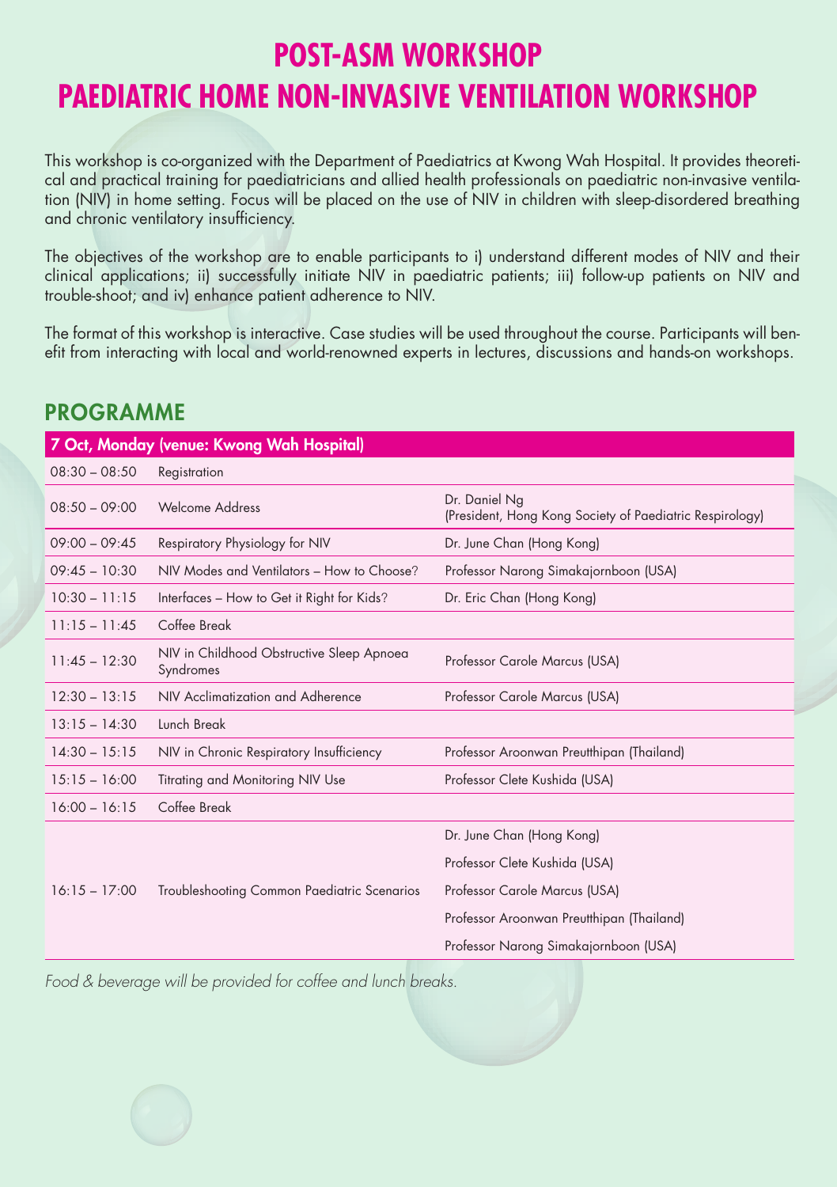# POST-ASM WORKSHOP
# PAEDIATRIC HOME NON-INVASIVE VENTILATION WORKSHOP

This workshop is co-organized with the Department of Paediatrics at Kwong Wah Hospital. It provides theoretical and practical training for paediatricians and allied health professionals on paediatric non-invasive ventilation (NIV) in home setting. Focus will be placed on the use of NIV in children with sleep-disordered breathing and chronic ventilatory insufficiency.

The objectives of the workshop are to enable participants to i) understand different modes of NIV and their clinical applications; ii) successfully initiate NIV in paediatric patients; iii) follow-up patients on NIV and trouble-shoot; and iv) enhance patient adherence to NIV.

The format of this workshop is interactive. Case studies will be used throughout the course. Participants will benefit from interacting with local and world-renowned experts in lectures, discussions and hands-on workshops.

## PROGRAMME

| 7 Oct, Monday (venue: Kwong Wah Hospital) | | |
|---|---|---|
| 08:30 – 08:50 | Registration | |
| 08:50 – 09:00 | Welcome Address | Dr. Daniel Ng (President, Hong Kong Society of Paediatric Respirology) |
| 09:00 – 09:45 | Respiratory Physiology for NIV | Dr. June Chan (Hong Kong) |
| 09:45 – 10:30 | NIV Modes and Ventilators – How to Choose? | Professor Narong Simakajornboon (USA) |
| 10:30 – 11:15 | Interfaces – How to Get it Right for Kids? | Dr. Eric Chan (Hong Kong) |
| 11:15 – 11:45 | Coffee Break | |
| 11:45 – 12:30 | NIV in Childhood Obstructive Sleep Apnoea Syndromes | Professor Carole Marcus (USA) |
| 12:30 – 13:15 | NIV Acclimatization and Adherence | Professor Carole Marcus (USA) |
| 13:15 – 14:30 | Lunch Break | |
| 14:30 – 15:15 | NIV in Chronic Respiratory Insufficiency | Professor Aroonwan Preutthipan (Thailand) |
| 15:15 – 16:00 | Titrating and Monitoring NIV Use | Professor Clete Kushida (USA) |
| 16:00 – 16:15 | Coffee Break | |
| 16:15 – 17:00 | Troubleshooting Common Paediatric Scenarios | Dr. June Chan (Hong Kong)<br>Professor Clete Kushida (USA)<br>Professor Carole Marcus (USA)<br>Professor Aroonwan Preutthipan (Thailand)<br>Professor Narong Simakajornboon (USA) |

*Food & beverage will be provided for coffee and lunch breaks.*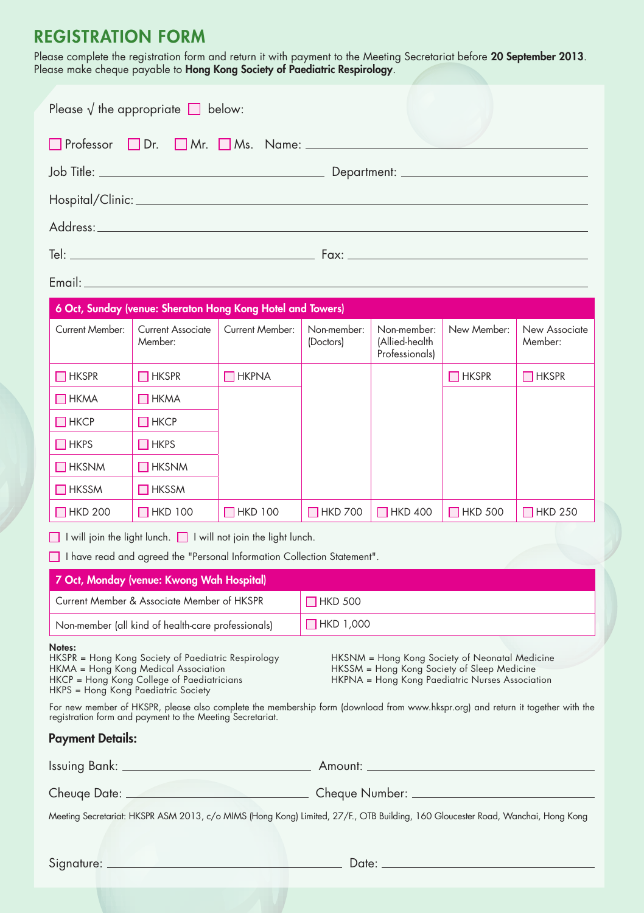# REGISTRATION FORM

Please complete the registration form and return it with payment to the Meeting Secretariat before **20 September 2013**.
Please make cheque payable to **Hong Kong Society of Paediatric Respirology**.

Please √ the appropriate ☐ below:

☐ Professor ☐ Dr. ☐ Mr. ☐ Ms. Name: ____________________

Job Title: ____________________ Department: ____________________

Hospital/Clinic: ____________________

Address: ____________________

Tel: ____________________ Fax: ____________________

Email: ____________________

| 6 Oct, Sunday (venue: Sheraton Hong Kong Hotel and Towers) | | | | | | |
|---|---|---|---|---|---|---|
| Current Member: | Current Associate Member: | Current Member: | Non-member: (Doctors) | Non-member: (Allied-health Professionals) | New Member: | New Associate Member: |
| ☐ HKSPR | ☐ HKSPR | ☐ HKPNA | | | ☐ HKSPR | ☐ HKSPR |
| ☐ HKMA | ☐ HKMA | | | | | |
| ☐ HKCP | ☐ HKCP | | | | | |
| ☐ HKPS | ☐ HKPS | | | | | |
| ☐ HKSNM | ☐ HKSNM | | | | | |
| ☐ HKSSM | ☐ HKSSM | | | | | |
| ☐ HKD 200 | ☐ HKD 100 | ☐ HKD 100 | ☐ HKD 700 | ☐ HKD 400 | ☐ HKD 500 | ☐ HKD 250 |

☐ I will join the light lunch. ☐ I will not join the light lunch.

☐ I have read and agreed the "Personal Information Collection Statement".

| 7 Oct, Monday (venue: Kwong Wah Hospital) | |
|---|---|
| Current Member & Associate Member of HKSPR | ☐ HKD 500 |
| Non-member (all kind of health-care professionals) | ☐ HKD 1,000 |

**Notes:**

HKSPR = Hong Kong Society of Paediatric Respirology
HKMA = Hong Kong Medical Association
HKCP = Hong Kong College of Paediatricians
HKPS = Hong Kong Paediatric Society
HKSNM = Hong Kong Society of Neonatal Medicine
HKSSM = Hong Kong Society of Sleep Medicine
HKPNA = Hong Kong Paediatric Nurses Association

For new member of HKSPR, please also complete the membership form (download from www.hkspr.org) and return it together with the registration form and payment to the Meeting Secretariat.

**Payment Details:**

Issuing Bank: ____________________ Amount: ____________________

Cheuqe Date: ____________________ Cheque Number: ____________________

Meeting Secretariat: HKSPR ASM 2013, c/o MIMS (Hong Kong) Limited, 27/F., OTB Building, 160 Gloucester Road, Wanchai, Hong Kong

Signature: ____________________ Date: ____________________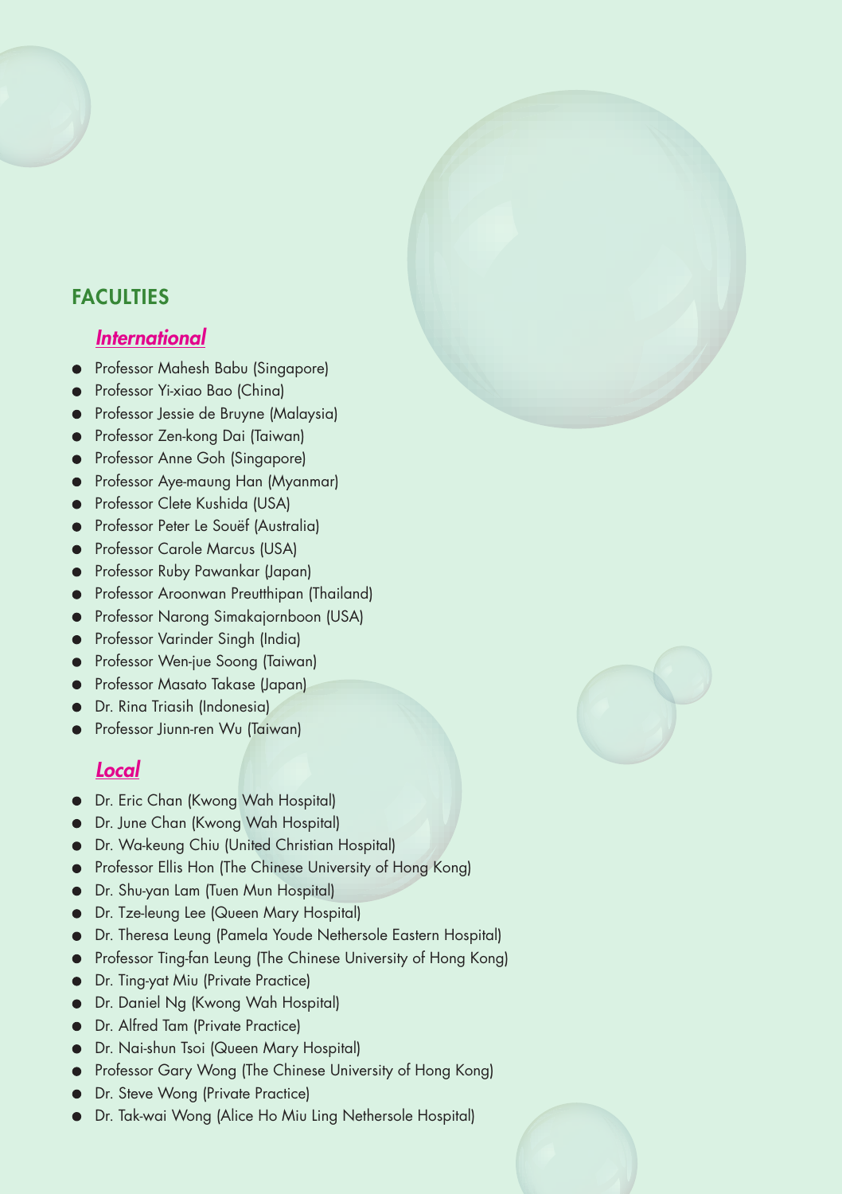## FACULTIES

### *International*

- Professor Mahesh Babu (Singapore)
- Professor Yi-xiao Bao (China)
- Professor Jessie de Bruyne (Malaysia)
- Professor Zen-kong Dai (Taiwan)
- Professor Anne Goh (Singapore)
- Professor Aye-maung Han (Myanmar)
- Professor Clete Kushida (USA)
- Professor Peter Le Souëf (Australia)
- Professor Carole Marcus (USA)
- Professor Ruby Pawankar (Japan)
- Professor Aroonwan Preutthipan (Thailand)
- Professor Narong Simakajornboon (USA)
- Professor Varinder Singh (India)
- Professor Wen-jue Soong (Taiwan)
- Professor Masato Takase (Japan)
- Dr. Rina Triasih (Indonesia)
- Professor Jiunn-ren Wu (Taiwan)

### *Local*

- Dr. Eric Chan (Kwong Wah Hospital)
- Dr. June Chan (Kwong Wah Hospital)
- Dr. Wa-keung Chiu (United Christian Hospital)
- Professor Ellis Hon (The Chinese University of Hong Kong)
- Dr. Shu-yan Lam (Tuen Mun Hospital)
- Dr. Tze-leung Lee (Queen Mary Hospital)
- Dr. Theresa Leung (Pamela Youde Nethersole Eastern Hospital)
- Professor Ting-fan Leung (The Chinese University of Hong Kong)
- Dr. Ting-yat Miu (Private Practice)
- Dr. Daniel Ng (Kwong Wah Hospital)
- Dr. Alfred Tam (Private Practice)
- Dr. Nai-shun Tsoi (Queen Mary Hospital)
- Professor Gary Wong (The Chinese University of Hong Kong)
- Dr. Steve Wong (Private Practice)
- Dr. Tak-wai Wong (Alice Ho Miu Ling Nethersole Hospital)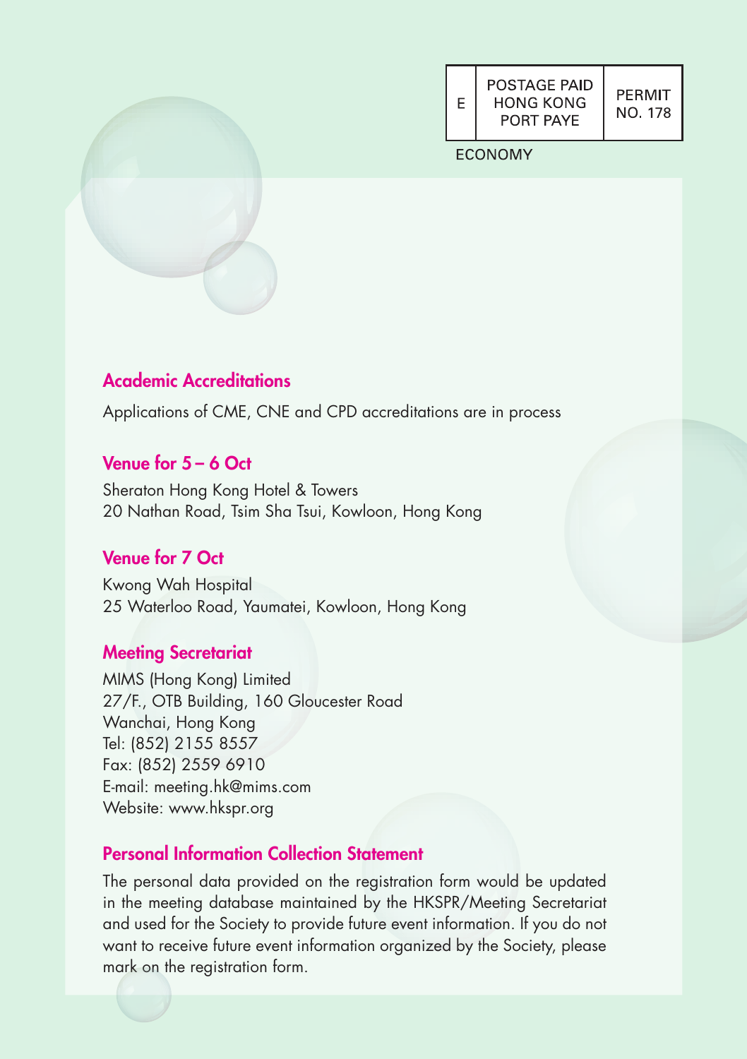| | | |
|---|---|---|
| E | POSTAGE PAID HONG KONG PORT PAYE | PERMIT NO. 178 |

ECONOMY

## Academic Accreditations

Applications of CME, CNE and CPD accreditations are in process

## Venue for 5 – 6 Oct

Sheraton Hong Kong Hotel & Towers
20 Nathan Road, Tsim Sha Tsui, Kowloon, Hong Kong

## Venue for 7 Oct

Kwong Wah Hospital
25 Waterloo Road, Yaumatei, Kowloon, Hong Kong

## Meeting Secretariat

MIMS (Hong Kong) Limited
27/F., OTB Building, 160 Gloucester Road
Wanchai, Hong Kong
Tel: (852) 2155 8557
Fax: (852) 2559 6910
E-mail: meeting.hk@mims.com
Website: www.hkspr.org

## Personal Information Collection Statement

The personal data provided on the registration form would be updated in the meeting database maintained by the HKSPR/Meeting Secretariat and used for the Society to provide future event information. If you do not want to receive future event information organized by the Society, please mark on the registration form.